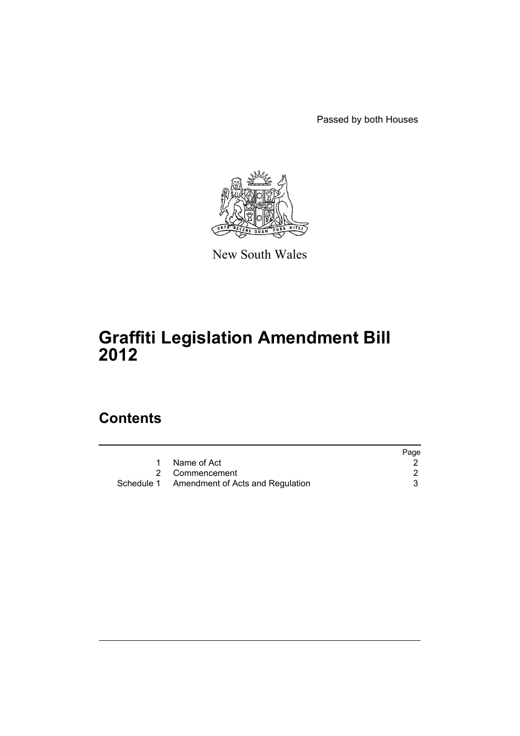Passed by both Houses

New South Wales

# Graffiti Legislation Amendment Bill 2012

## Contents

| | | Page |
|---|---|---|
| 1 | Name of Act | 2 |
| 2 | Commencement | 2 |
| Schedule 1 | Amendment of Acts and Regulation | 3 |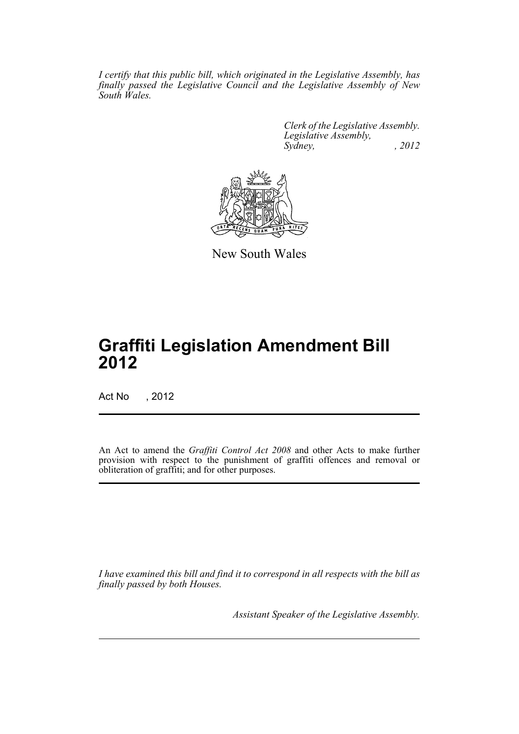*I certify that this public bill, which originated in the Legislative Assembly, has finally passed the Legislative Council and the Legislative Assembly of New South Wales.*

*Clerk of the Legislative Assembly.*
*Legislative Assembly,*
*Sydney, , 2012*

New South Wales

# Graffiti Legislation Amendment Bill 2012

Act No , 2012

An Act to amend the *Graffiti Control Act 2008* and other Acts to make further provision with respect to the punishment of graffiti offences and removal or obliteration of graffiti; and for other purposes.

*I have examined this bill and find it to correspond in all respects with the bill as finally passed by both Houses.*

*Assistant Speaker of the Legislative Assembly.*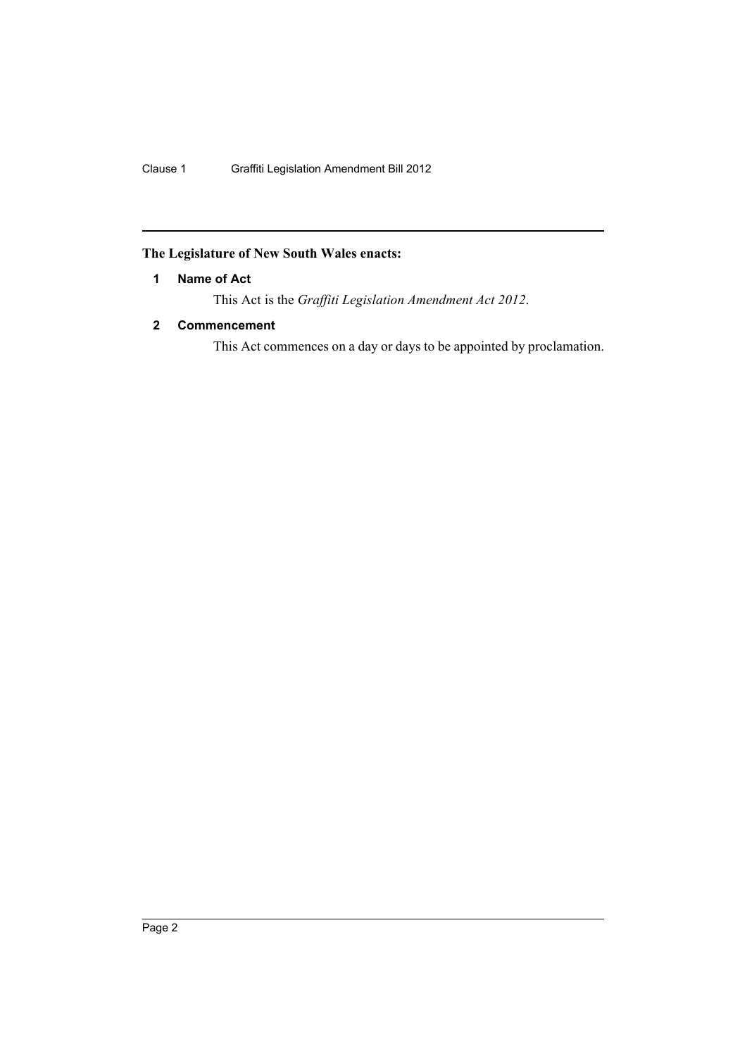**The Legislature of New South Wales enacts:**

### 1 Name of Act

This Act is the *Graffiti Legislation Amendment Act 2012*.

### 2 Commencement

This Act commences on a day or days to be appointed by proclamation.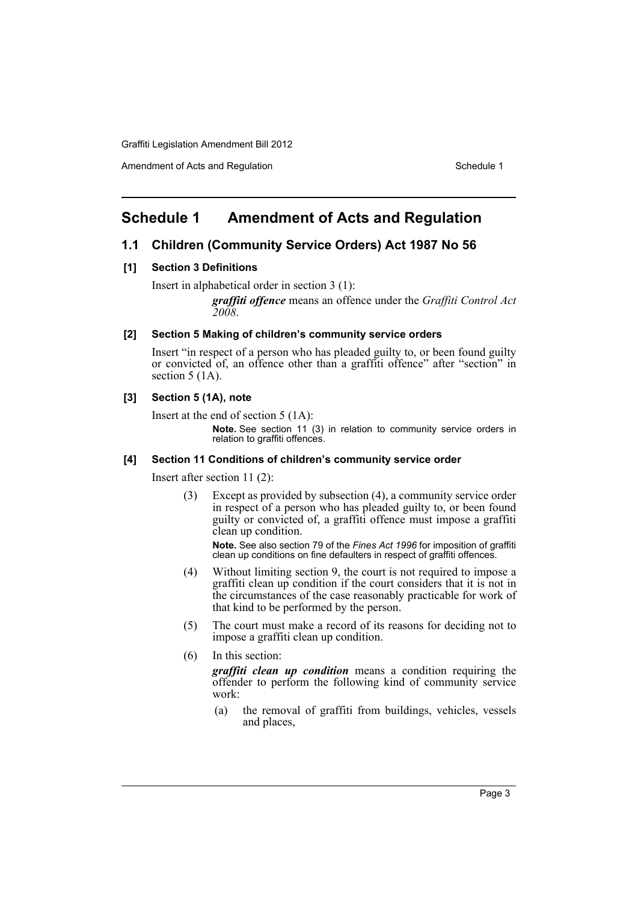# Schedule 1 Amendment of Acts and Regulation

## 1.1 Children (Community Service Orders) Act 1987 No 56

### [1] Section 3 Definitions

Insert in alphabetical order in section 3 (1):

> ***graffiti offence*** means an offence under the *Graffiti Control Act 2008*.

### [2] Section 5 Making of children's community service orders

Insert "in respect of a person who has pleaded guilty to, or been found guilty or convicted of, an offence other than a graffiti offence" after "section" in section 5 (1A).

### [3] Section 5 (1A), note

Insert at the end of section 5 (1A):

> **Note.** See section 11 (3) in relation to community service orders in relation to graffiti offences.

### [4] Section 11 Conditions of children's community service order

Insert after section 11 (2):

> (3) Except as provided by subsection (4), a community service order in respect of a person who has pleaded guilty to, or been found guilty or convicted of, a graffiti offence must impose a graffiti clean up condition.
>
> **Note.** See also section 79 of the *Fines Act 1996* for imposition of graffiti clean up conditions on fine defaulters in respect of graffiti offences.
>
> (4) Without limiting section 9, the court is not required to impose a graffiti clean up condition if the court considers that it is not in the circumstances of the case reasonably practicable for work of that kind to be performed by the person.
>
> (5) The court must make a record of its reasons for deciding not to impose a graffiti clean up condition.
>
> (6) In this section:
>
> ***graffiti clean up condition*** means a condition requiring the offender to perform the following kind of community service work:
>
> (a) the removal of graffiti from buildings, vehicles, vessels and places,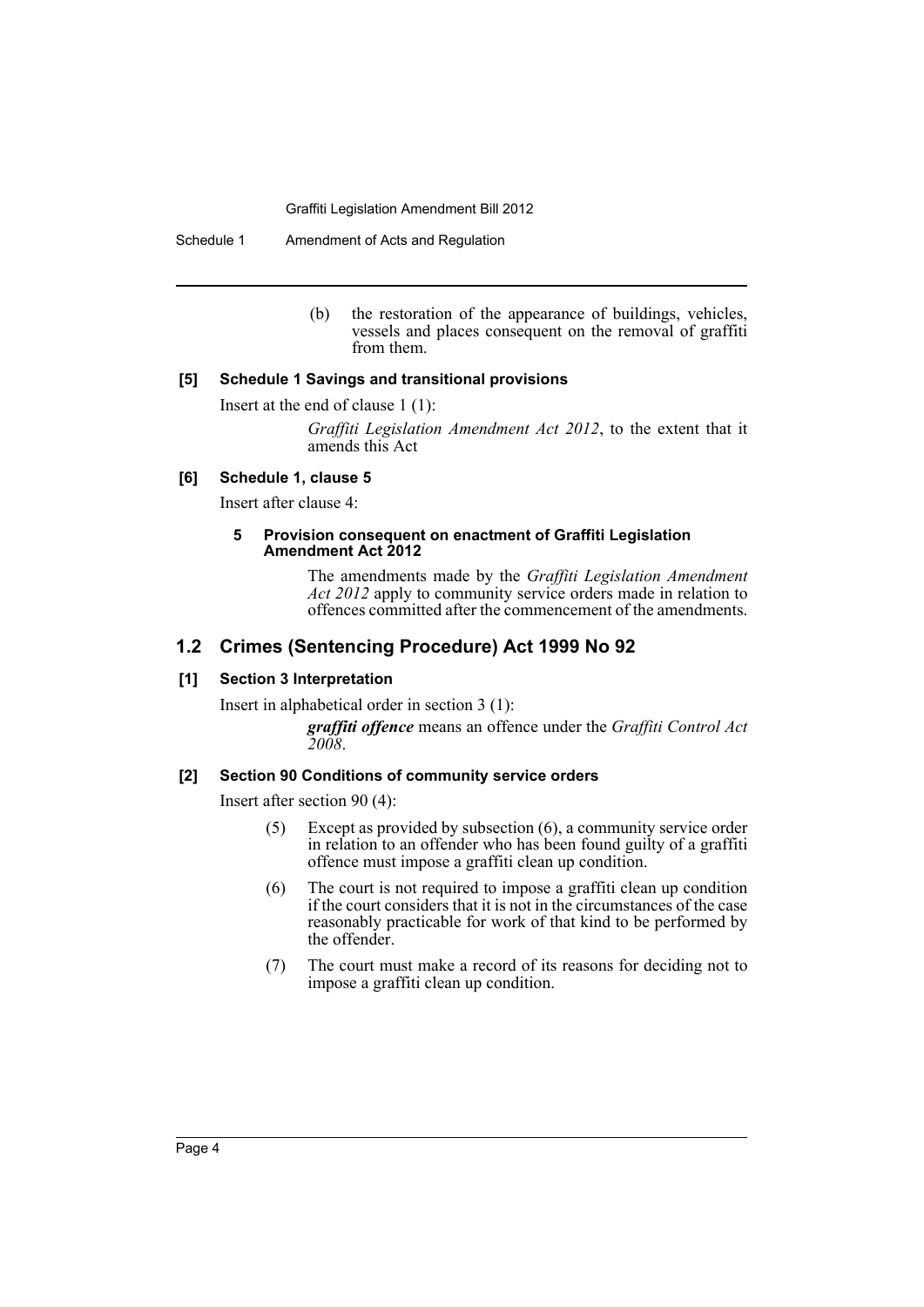(b) the restoration of the appearance of buildings, vehicles, vessels and places consequent on the removal of graffiti from them.

**[5] Schedule 1 Savings and transitional provisions**

Insert at the end of clause 1 (1):

*Graffiti Legislation Amendment Act 2012*, to the extent that it amends this Act

**[6] Schedule 1, clause 5**

Insert after clause 4:

**5 Provision consequent on enactment of Graffiti Legislation Amendment Act 2012**

The amendments made by the *Graffiti Legislation Amendment Act 2012* apply to community service orders made in relation to offences committed after the commencement of the amendments.

## 1.2 Crimes (Sentencing Procedure) Act 1999 No 92

**[1] Section 3 Interpretation**

Insert in alphabetical order in section 3 (1):

***graffiti offence*** means an offence under the *Graffiti Control Act 2008*.

**[2] Section 90 Conditions of community service orders**

Insert after section 90 (4):

(5) Except as provided by subsection (6), a community service order in relation to an offender who has been found guilty of a graffiti offence must impose a graffiti clean up condition.

(6) The court is not required to impose a graffiti clean up condition if the court considers that it is not in the circumstances of the case reasonably practicable for work of that kind to be performed by the offender.

(7) The court must make a record of its reasons for deciding not to impose a graffiti clean up condition.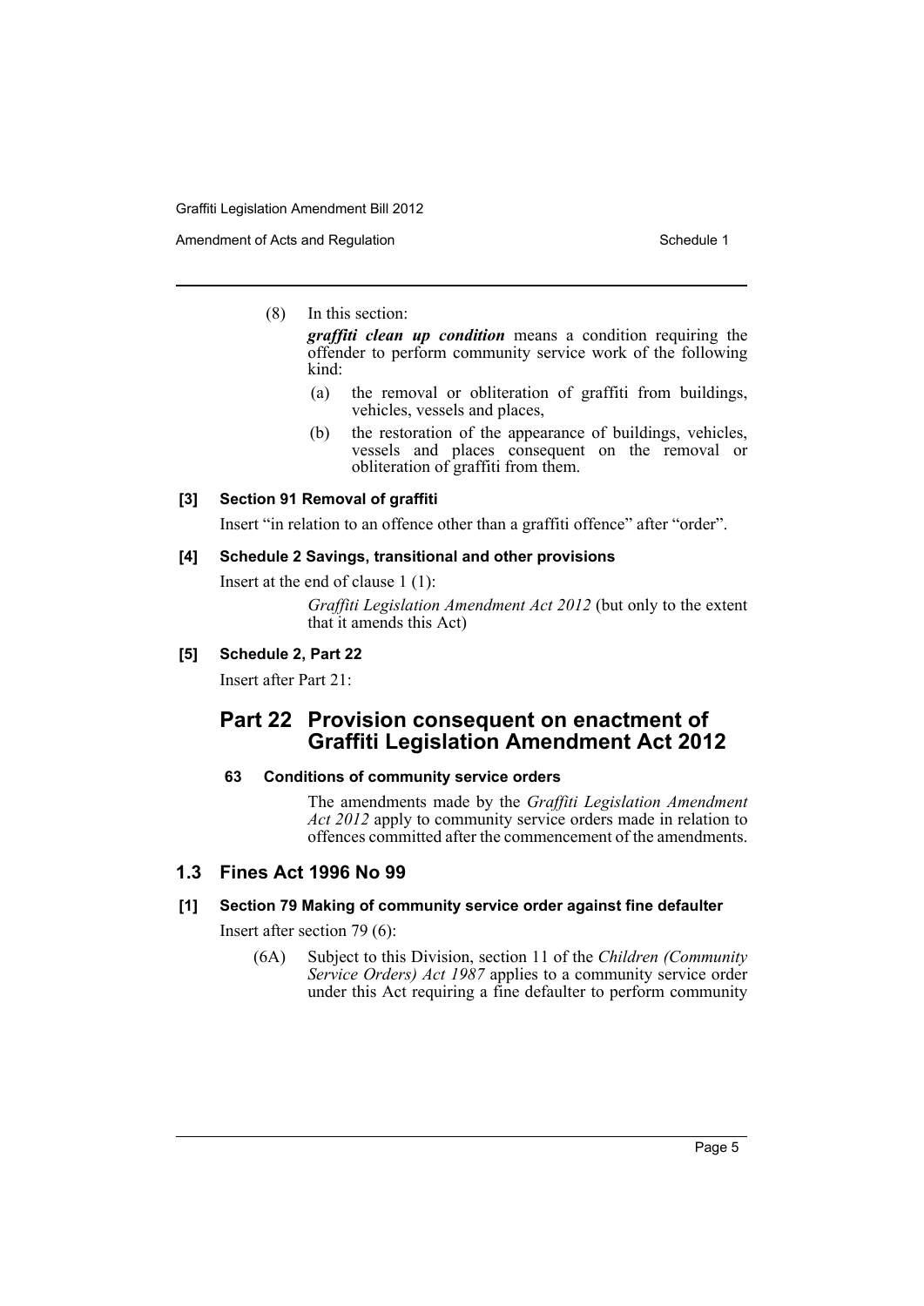(8) In this section:

***graffiti clean up condition*** means a condition requiring the offender to perform community service work of the following kind:

(a) the removal or obliteration of graffiti from buildings, vehicles, vessels and places,

(b) the restoration of the appearance of buildings, vehicles, vessels and places consequent on the removal or obliteration of graffiti from them.

#### [3] Section 91 Removal of graffiti

Insert "in relation to an offence other than a graffiti offence" after "order".

#### [4] Schedule 2 Savings, transitional and other provisions

Insert at the end of clause 1 (1):

*Graffiti Legislation Amendment Act 2012* (but only to the extent that it amends this Act)

#### [5] Schedule 2, Part 22

Insert after Part 21:

## Part 22 Provision consequent on enactment of Graffiti Legislation Amendment Act 2012

#### 63 Conditions of community service orders

The amendments made by the *Graffiti Legislation Amendment Act 2012* apply to community service orders made in relation to offences committed after the commencement of the amendments.

### 1.3 Fines Act 1996 No 99

#### [1] Section 79 Making of community service order against fine defaulter

Insert after section 79 (6):

(6A) Subject to this Division, section 11 of the *Children (Community Service Orders) Act 1987* applies to a community service order under this Act requiring a fine defaulter to perform community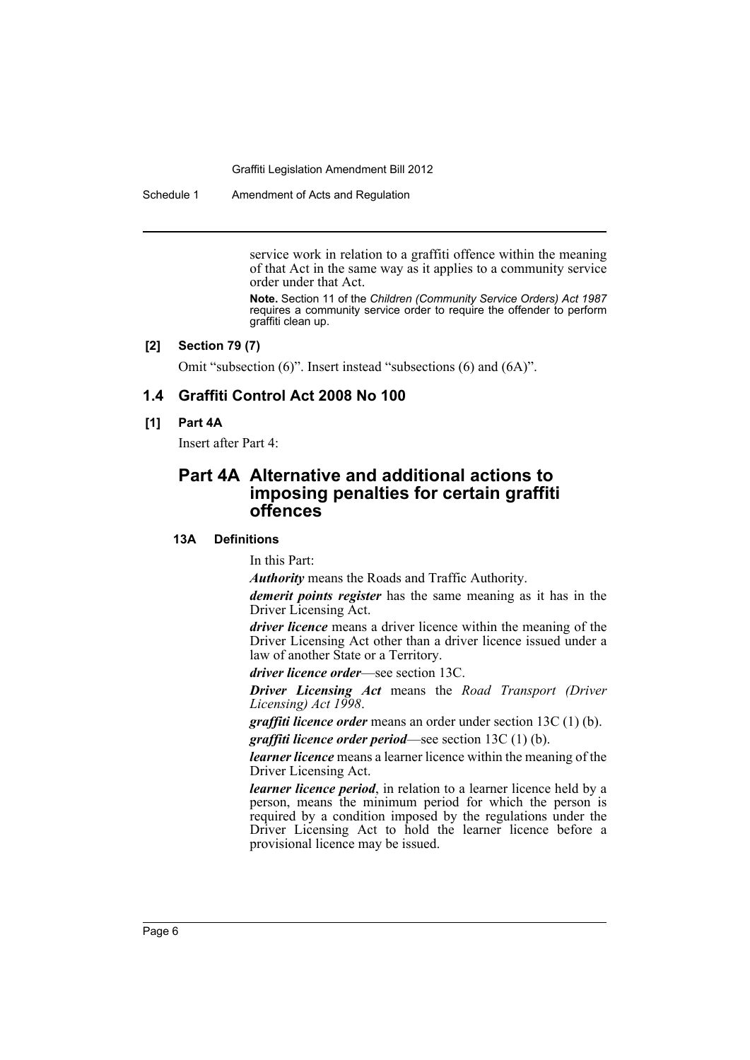service work in relation to a graffiti offence within the meaning of that Act in the same way as it applies to a community service order under that Act.

**Note.** Section 11 of the *Children (Community Service Orders) Act 1987* requires a community service order to require the offender to perform graffiti clean up.

**[2] Section 79 (7)**

Omit "subsection (6)". Insert instead "subsections (6) and (6A)".

## 1.4 Graffiti Control Act 2008 No 100

**[1] Part 4A**

Insert after Part 4:

## Part 4A Alternative and additional actions to imposing penalties for certain graffiti offences

### 13A Definitions

In this Part:

***Authority*** means the Roads and Traffic Authority.

***demerit points register*** has the same meaning as it has in the Driver Licensing Act.

***driver licence*** means a driver licence within the meaning of the Driver Licensing Act other than a driver licence issued under a law of another State or a Territory.

***driver licence order***—see section 13C.

***Driver Licensing Act*** means the *Road Transport (Driver Licensing) Act 1998*.

***graffiti licence order*** means an order under section 13C (1) (b).

***graffiti licence order period***—see section 13C (1) (b).

***learner licence*** means a learner licence within the meaning of the Driver Licensing Act.

***learner licence period***, in relation to a learner licence held by a person, means the minimum period for which the person is required by a condition imposed by the regulations under the Driver Licensing Act to hold the learner licence before a provisional licence may be issued.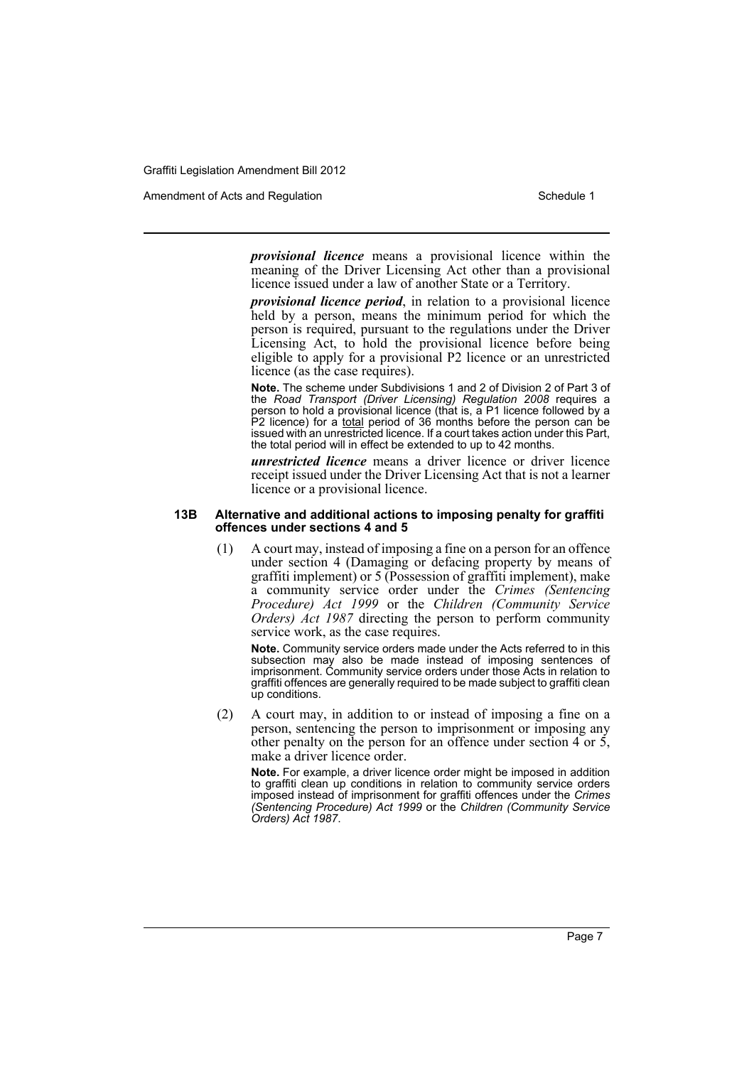***provisional licence*** means a provisional licence within the meaning of the Driver Licensing Act other than a provisional licence issued under a law of another State or a Territory.

***provisional licence period***, in relation to a provisional licence held by a person, means the minimum period for which the person is required, pursuant to the regulations under the Driver Licensing Act, to hold the provisional licence before being eligible to apply for a provisional P2 licence or an unrestricted licence (as the case requires).

**Note.** The scheme under Subdivisions 1 and 2 of Division 2 of Part 3 of the *Road Transport (Driver Licensing) Regulation 2008* requires a person to hold a provisional licence (that is, a P1 licence followed by a P2 licence) for a total period of 36 months before the person can be issued with an unrestricted licence. If a court takes action under this Part, the total period will in effect be extended to up to 42 months.

***unrestricted licence*** means a driver licence or driver licence receipt issued under the Driver Licensing Act that is not a learner licence or a provisional licence.

#### 13B Alternative and additional actions to imposing penalty for graffiti offences under sections 4 and 5

(1) A court may, instead of imposing a fine on a person for an offence under section 4 (Damaging or defacing property by means of graffiti implement) or 5 (Possession of graffiti implement), make a community service order under the *Crimes (Sentencing Procedure) Act 1999* or the *Children (Community Service Orders) Act 1987* directing the person to perform community service work, as the case requires.

**Note.** Community service orders made under the Acts referred to in this subsection may also be made instead of imposing sentences of imprisonment. Community service orders under those Acts in relation to graffiti offences are generally required to be made subject to graffiti clean up conditions.

(2) A court may, in addition to or instead of imposing a fine on a person, sentencing the person to imprisonment or imposing any other penalty on the person for an offence under section 4 or 5, make a driver licence order.

**Note.** For example, a driver licence order might be imposed in addition to graffiti clean up conditions in relation to community service orders imposed instead of imprisonment for graffiti offences under the *Crimes (Sentencing Procedure) Act 1999* or the *Children (Community Service Orders) Act 1987*.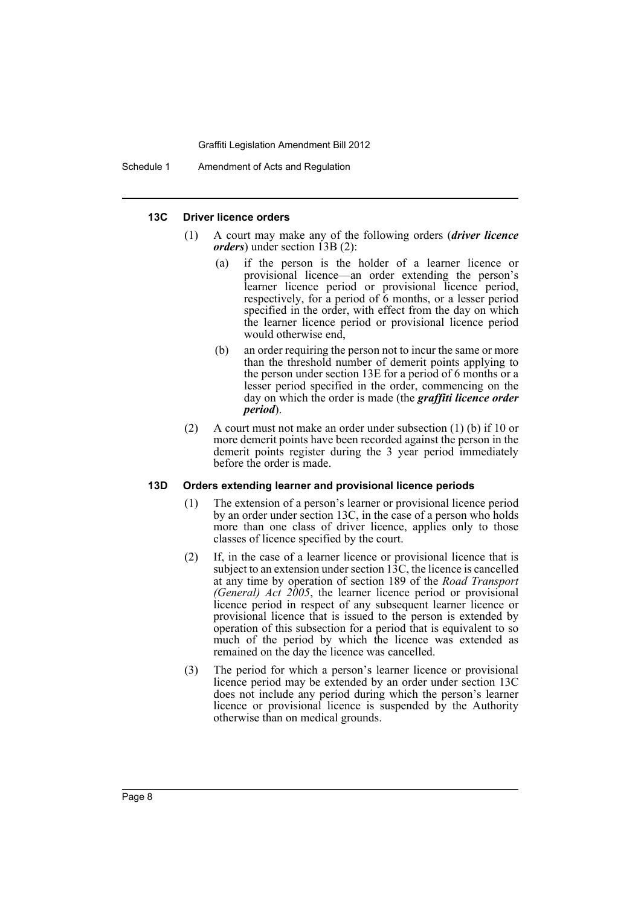#### 13C Driver licence orders

(1) A court may make any of the following orders (***driver licence orders***) under section 13B (2):

- (a) if the person is the holder of a learner licence or provisional licence—an order extending the person's learner licence period or provisional licence period, respectively, for a period of 6 months, or a lesser period specified in the order, with effect from the day on which the learner licence period or provisional licence period would otherwise end,
- (b) an order requiring the person not to incur the same or more than the threshold number of demerit points applying to the person under section 13E for a period of 6 months or a lesser period specified in the order, commencing on the day on which the order is made (the ***graffiti licence order period***).

(2) A court must not make an order under subsection (1) (b) if 10 or more demerit points have been recorded against the person in the demerit points register during the 3 year period immediately before the order is made.

#### 13D Orders extending learner and provisional licence periods

(1) The extension of a person's learner or provisional licence period by an order under section 13C, in the case of a person who holds more than one class of driver licence, applies only to those classes of licence specified by the court.

(2) If, in the case of a learner licence or provisional licence that is subject to an extension under section 13C, the licence is cancelled at any time by operation of section 189 of the *Road Transport (General) Act 2005*, the learner licence period or provisional licence period in respect of any subsequent learner licence or provisional licence that is issued to the person is extended by operation of this subsection for a period that is equivalent to so much of the period by which the licence was extended as remained on the day the licence was cancelled.

(3) The period for which a person's learner licence or provisional licence period may be extended by an order under section 13C does not include any period during which the person's learner licence or provisional licence is suspended by the Authority otherwise than on medical grounds.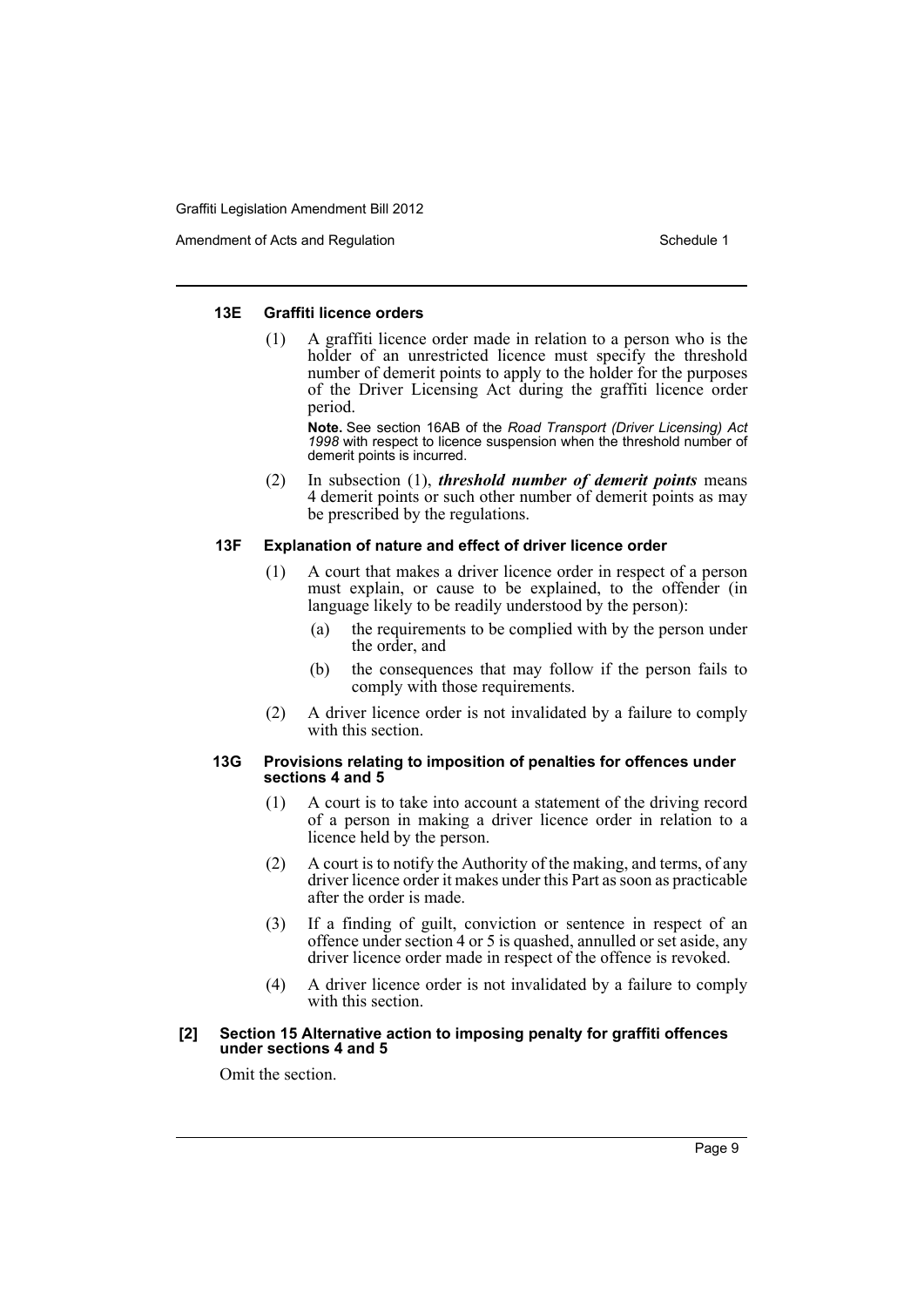#### 13E Graffiti licence orders

(1) A graffiti licence order made in relation to a person who is the holder of an unrestricted licence must specify the threshold number of demerit points to apply to the holder for the purposes of the Driver Licensing Act during the graffiti licence order period.

**Note.** See section 16AB of the *Road Transport (Driver Licensing) Act 1998* with respect to licence suspension when the threshold number of demerit points is incurred.

(2) In subsection (1), ***threshold number of demerit points*** means 4 demerit points or such other number of demerit points as may be prescribed by the regulations.

#### 13F Explanation of nature and effect of driver licence order

(1) A court that makes a driver licence order in respect of a person must explain, or cause to be explained, to the offender (in language likely to be readily understood by the person):

- (a) the requirements to be complied with by the person under the order, and
- (b) the consequences that may follow if the person fails to comply with those requirements.

(2) A driver licence order is not invalidated by a failure to comply with this section.

#### 13G Provisions relating to imposition of penalties for offences under sections 4 and 5

(1) A court is to take into account a statement of the driving record of a person in making a driver licence order in relation to a licence held by the person.

(2) A court is to notify the Authority of the making, and terms, of any driver licence order it makes under this Part as soon as practicable after the order is made.

(3) If a finding of guilt, conviction or sentence in respect of an offence under section 4 or 5 is quashed, annulled or set aside, any driver licence order made in respect of the offence is revoked.

(4) A driver licence order is not invalidated by a failure to comply with this section.

#### [2] Section 15 Alternative action to imposing penalty for graffiti offences under sections 4 and 5

Omit the section.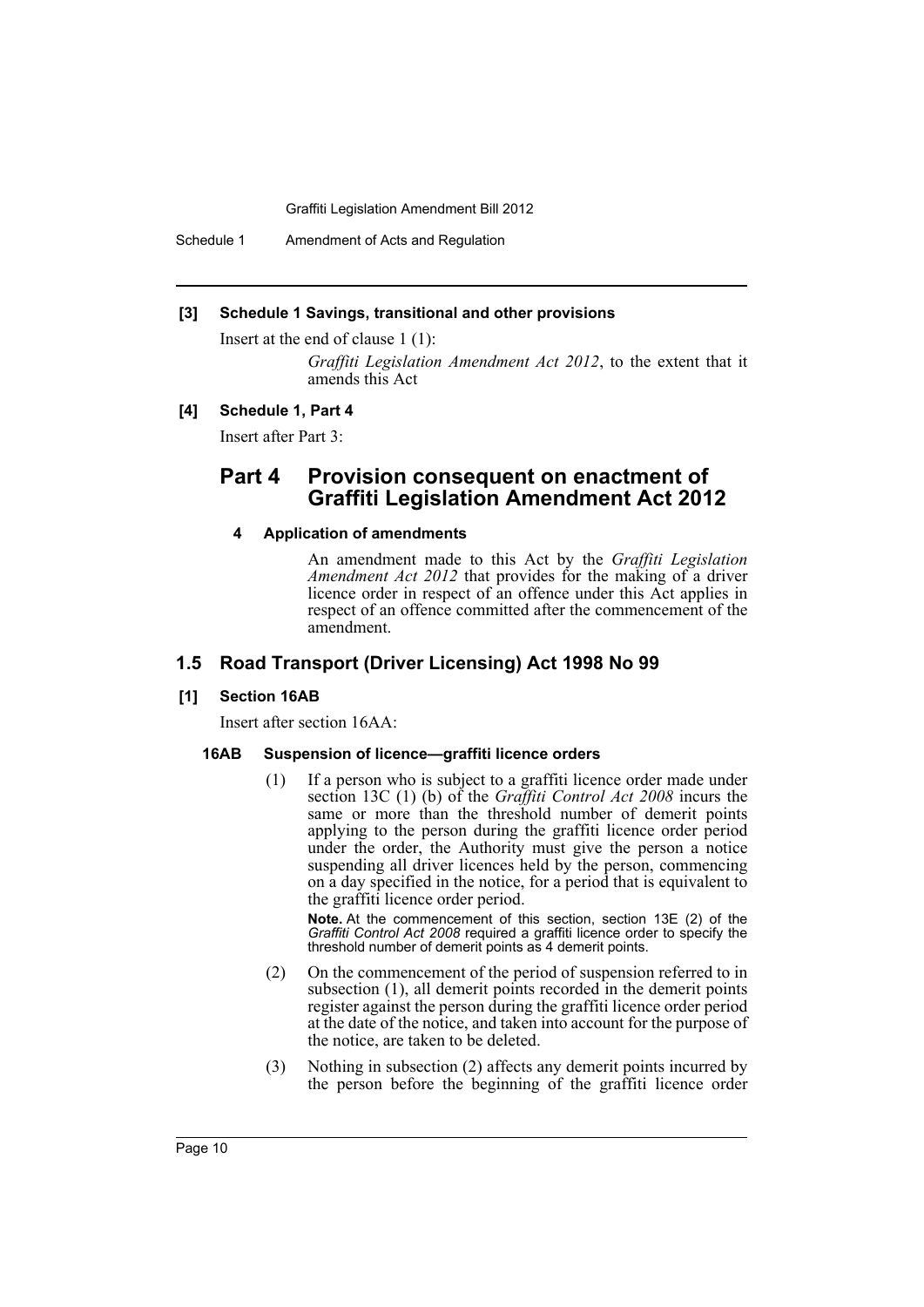**[3] Schedule 1 Savings, transitional and other provisions**

Insert at the end of clause 1 (1):

> *Graffiti Legislation Amendment Act 2012*, to the extent that it amends this Act

**[4] Schedule 1, Part 4**

Insert after Part 3:

## Part 4 Provision consequent on enactment of Graffiti Legislation Amendment Act 2012

### 4 Application of amendments

An amendment made to this Act by the *Graffiti Legislation Amendment Act 2012* that provides for the making of a driver licence order in respect of an offence under this Act applies in respect of an offence committed after the commencement of the amendment.

## 1.5 Road Transport (Driver Licensing) Act 1998 No 99

**[1] Section 16AB**

Insert after section 16AA:

### 16AB Suspension of licence—graffiti licence orders

(1) If a person who is subject to a graffiti licence order made under section 13C (1) (b) of the *Graffiti Control Act 2008* incurs the same or more than the threshold number of demerit points applying to the person during the graffiti licence order period under the order, the Authority must give the person a notice suspending all driver licences held by the person, commencing on a day specified in the notice, for a period that is equivalent to the graffiti licence order period.

**Note.** At the commencement of this section, section 13E (2) of the *Graffiti Control Act 2008* required a graffiti licence order to specify the threshold number of demerit points as 4 demerit points.

(2) On the commencement of the period of suspension referred to in subsection (1), all demerit points recorded in the demerit points register against the person during the graffiti licence order period at the date of the notice, and taken into account for the purpose of the notice, are taken to be deleted.

(3) Nothing in subsection (2) affects any demerit points incurred by the person before the beginning of the graffiti licence order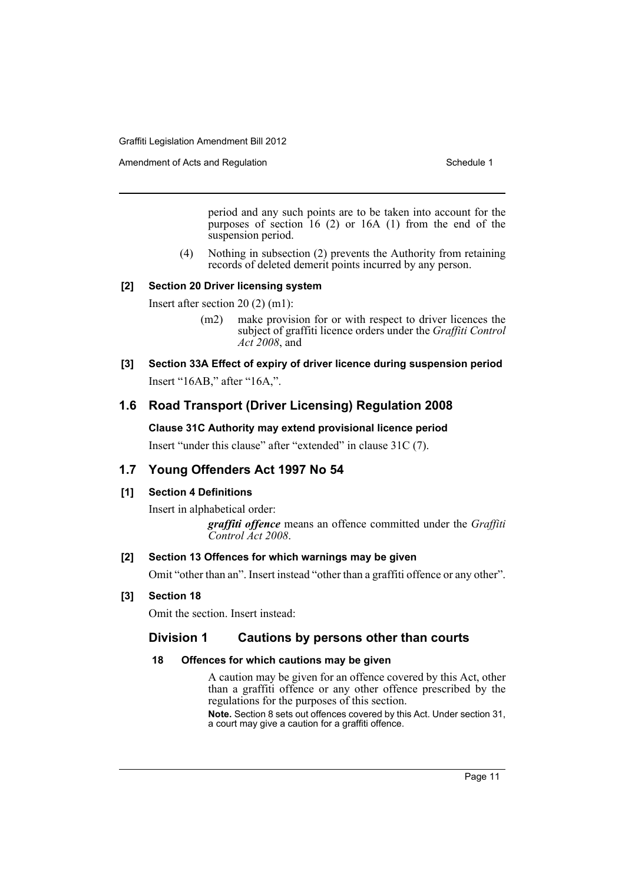period and any such points are to be taken into account for the purposes of section 16 (2) or 16A (1) from the end of the suspension period.

(4) Nothing in subsection (2) prevents the Authority from retaining records of deleted demerit points incurred by any person.

#### [2] Section 20 Driver licensing system

Insert after section 20 (2) (m1):

> (m2) make provision for or with respect to driver licences the subject of graffiti licence orders under the *Graffiti Control Act 2008*, and

#### [3] Section 33A Effect of expiry of driver licence during suspension period

Insert "16AB," after "16A,".

## 1.6 Road Transport (Driver Licensing) Regulation 2008

#### Clause 31C Authority may extend provisional licence period

Insert "under this clause" after "extended" in clause 31C (7).

## 1.7 Young Offenders Act 1997 No 54

#### [1] Section 4 Definitions

Insert in alphabetical order:

> ***graffiti offence*** means an offence committed under the *Graffiti Control Act 2008*.

#### [2] Section 13 Offences for which warnings may be given

Omit "other than an". Insert instead "other than a graffiti offence or any other".

#### [3] Section 18

Omit the section. Insert instead:

### Division 1 Cautions by persons other than courts

#### 18 Offences for which cautions may be given

A caution may be given for an offence covered by this Act, other than a graffiti offence or any other offence prescribed by the regulations for the purposes of this section.

**Note.** Section 8 sets out offences covered by this Act. Under section 31, a court may give a caution for a graffiti offence.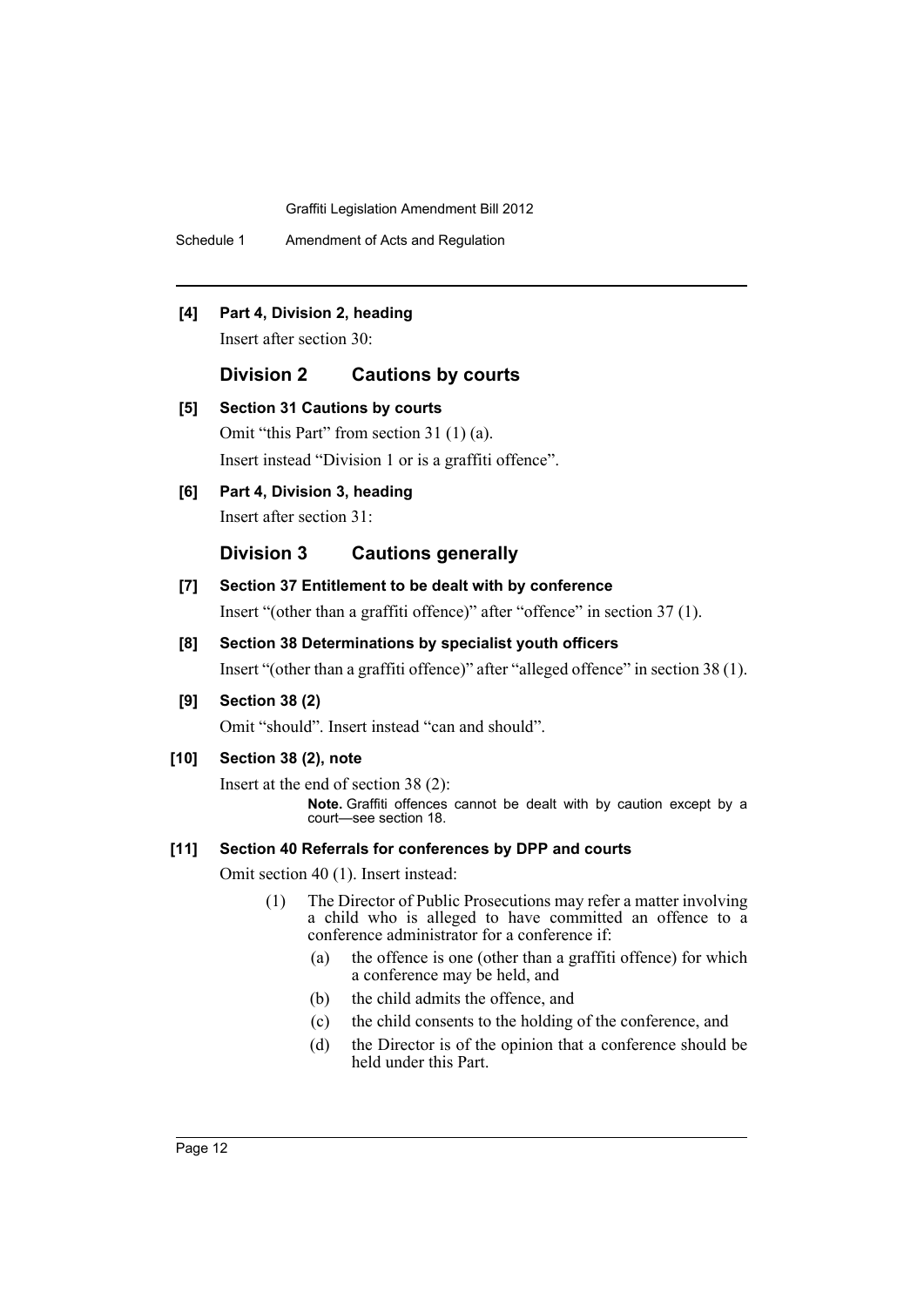**[4] Part 4, Division 2, heading**

Insert after section 30:

## Division 2 Cautions by courts

**[5] Section 31 Cautions by courts**

Omit "this Part" from section 31 (1) (a).

Insert instead "Division 1 or is a graffiti offence".

**[6] Part 4, Division 3, heading**

Insert after section 31:

## Division 3 Cautions generally

**[7] Section 37 Entitlement to be dealt with by conference**

Insert "(other than a graffiti offence)" after "offence" in section 37 (1).

**[8] Section 38 Determinations by specialist youth officers**

Insert "(other than a graffiti offence)" after "alleged offence" in section 38 (1).

**[9] Section 38 (2)**

Omit "should". Insert instead "can and should".

**[10] Section 38 (2), note**

Insert at the end of section 38 (2):

**Note.** Graffiti offences cannot be dealt with by caution except by a court—see section 18.

**[11] Section 40 Referrals for conferences by DPP and courts**

Omit section 40 (1). Insert instead:

(1) The Director of Public Prosecutions may refer a matter involving a child who is alleged to have committed an offence to a conference administrator for a conference if:

(a) the offence is one (other than a graffiti offence) for which a conference may be held, and

(b) the child admits the offence, and

(c) the child consents to the holding of the conference, and

(d) the Director is of the opinion that a conference should be held under this Part.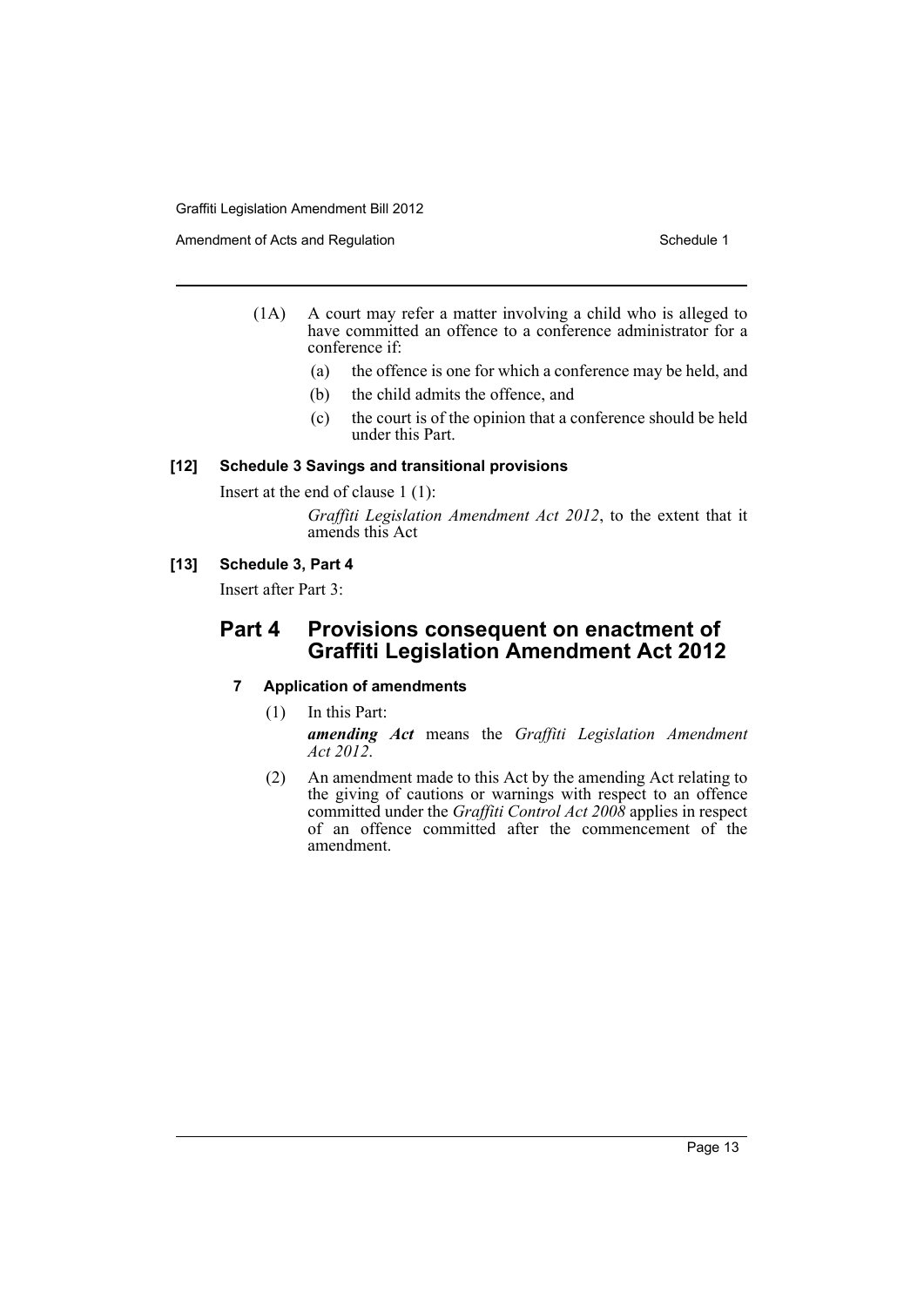(1A) A court may refer a matter involving a child who is alleged to have committed an offence to a conference administrator for a conference if:

(a) the offence is one for which a conference may be held, and

(b) the child admits the offence, and

(c) the court is of the opinion that a conference should be held under this Part.

**[12] Schedule 3 Savings and transitional provisions**

Insert at the end of clause 1 (1):

*Graffiti Legislation Amendment Act 2012*, to the extent that it amends this Act

**[13] Schedule 3, Part 4**

Insert after Part 3:

## Part 4 Provisions consequent on enactment of Graffiti Legislation Amendment Act 2012

### 7 Application of amendments

(1) In this Part:

***amending Act*** means the *Graffiti Legislation Amendment Act 2012*.

(2) An amendment made to this Act by the amending Act relating to the giving of cautions or warnings with respect to an offence committed under the *Graffiti Control Act 2008* applies in respect of an offence committed after the commencement of the amendment.